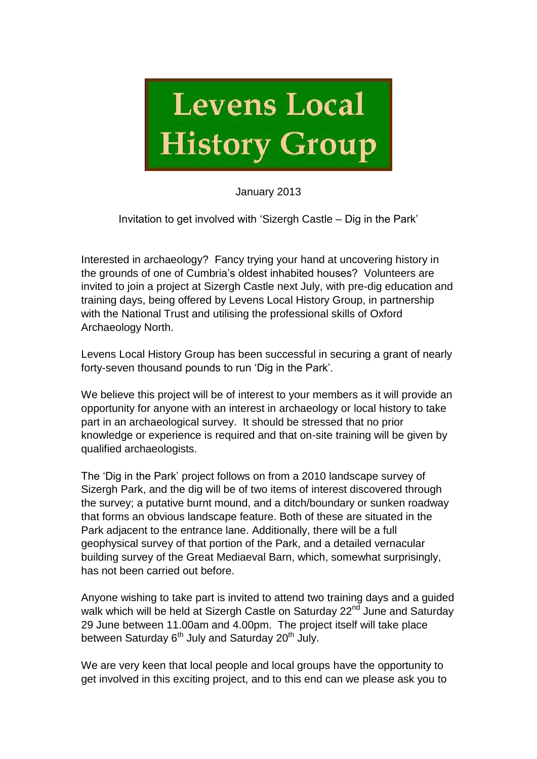# Levens Local History Group

January 2013

Invitation to get involved with 'Sizergh Castle – Dig in the Park'

Interested in archaeology? Fancy trying your hand at uncovering history in the grounds of one of Cumbria's oldest inhabited houses? Volunteers are invited to join a project at Sizergh Castle next July, with pre-dig education and training days, being offered by Levens Local History Group, in partnership with the National Trust and utilising the professional skills of Oxford Archaeology North.

Levens Local History Group has been successful in securing a grant of nearly forty-seven thousand pounds to run 'Dig in the Park'.

We believe this project will be of interest to your members as it will provide an opportunity for anyone with an interest in archaeology or local history to take part in an archaeological survey. It should be stressed that no prior knowledge or experience is required and that on-site training will be given by qualified archaeologists.

The 'Dig in the Park' project follows on from a 2010 landscape survey of Sizergh Park, and the dig will be of two items of interest discovered through the survey; a putative burnt mound, and a ditch/boundary or sunken roadway that forms an obvious landscape feature. Both of these are situated in the Park adjacent to the entrance lane. Additionally, there will be a full geophysical survey of that portion of the Park, and a detailed vernacular building survey of the Great Mediaeval Barn, which, somewhat surprisingly, has not been carried out before.

Anyone wishing to take part is invited to attend two training days and a guided walk which will be held at Sizergh Castle on Saturday 22nd June and Saturday 29 June between 11.00am and 4.00pm. The project itself will take place between Saturday 6th July and Saturday 20th July.

We are very keen that local people and local groups have the opportunity to get involved in this exciting project, and to this end can we please ask you to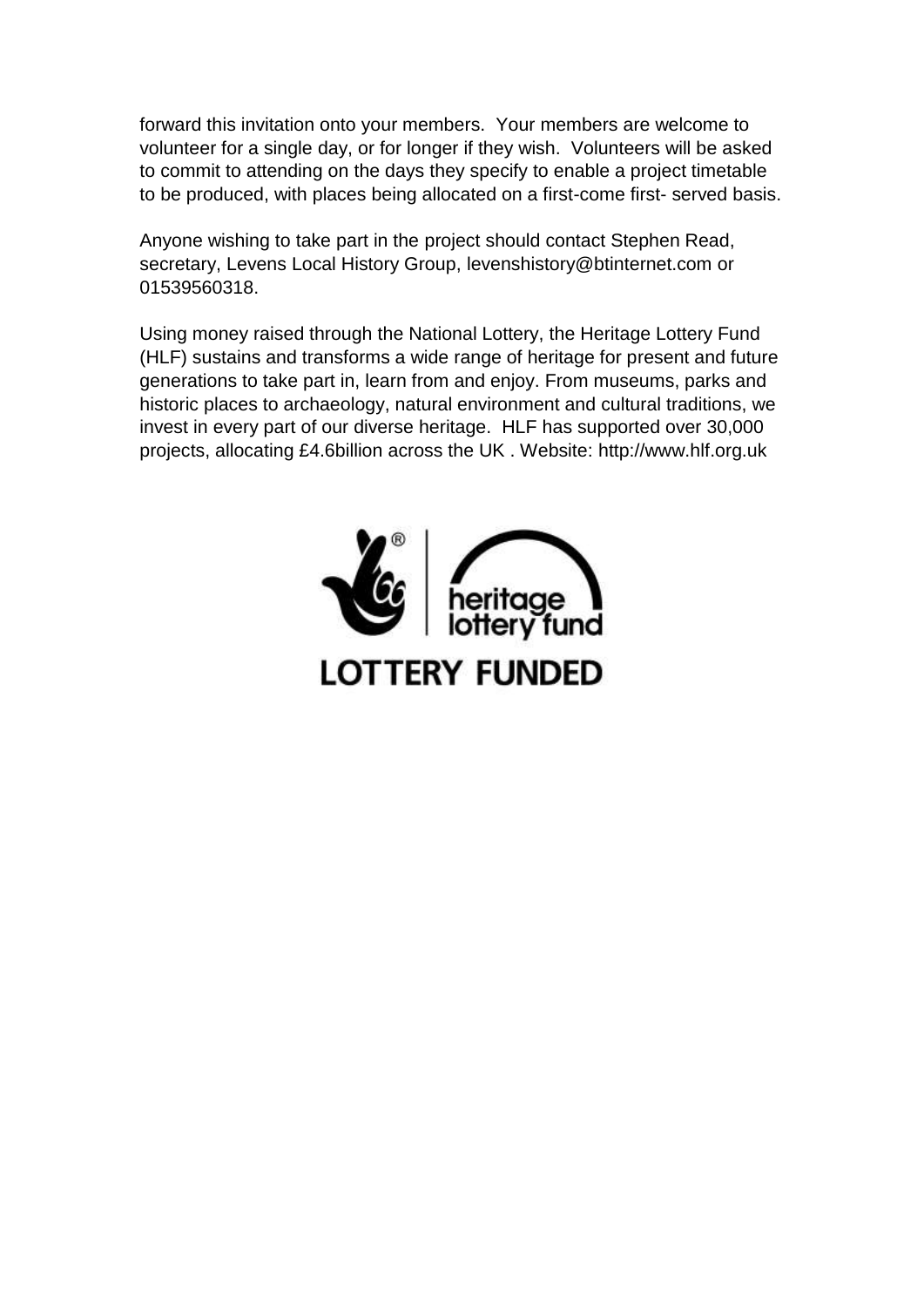forward this invitation onto your members. Your members are welcome to volunteer for a single day, or for longer if they wish. Volunteers will be asked to commit to attending on the days they specify to enable a project timetable to be produced, with places being allocated on a first-come first- served basis.

Anyone wishing to take part in the project should contact Stephen Read, secretary, Levens Local History Group, levenshistory@btinternet.com or 01539560318.

Using money raised through the National Lottery, the Heritage Lottery Fund (HLF) sustains and transforms a wide range of heritage for present and future generations to take part in, learn from and enjoy. From museums, parks and historic places to archaeology, natural environment and cultural traditions, we invest in every part of our diverse heritage. HLF has supported over 30,000 projects, allocating £4.6billion across the UK . Website: http://www.hlf.org.uk

heritage lottery fund

LOTTERY FUNDED